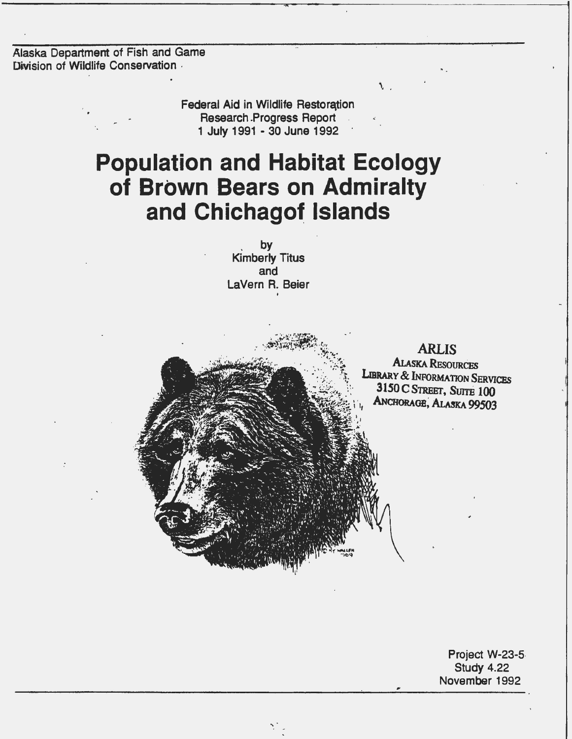Alaska Department of Fish and Game
Division of Wildlife Conservation

Federal Aid in Wildlife Restoration
Research Progress Report
1 July 1991 - 30 June 1992

# Population and Habitat Ecology of Brown Bears on Admiralty and Chichagof Islands

by
Kimberly Titus
and
LaVern R. Beier

ARLIS
Alaska Resources
Library & Information Services
3150 C Street, Suite 100
Anchorage, Alaska 99503

Project W-23-5
Study 4.22
November 1992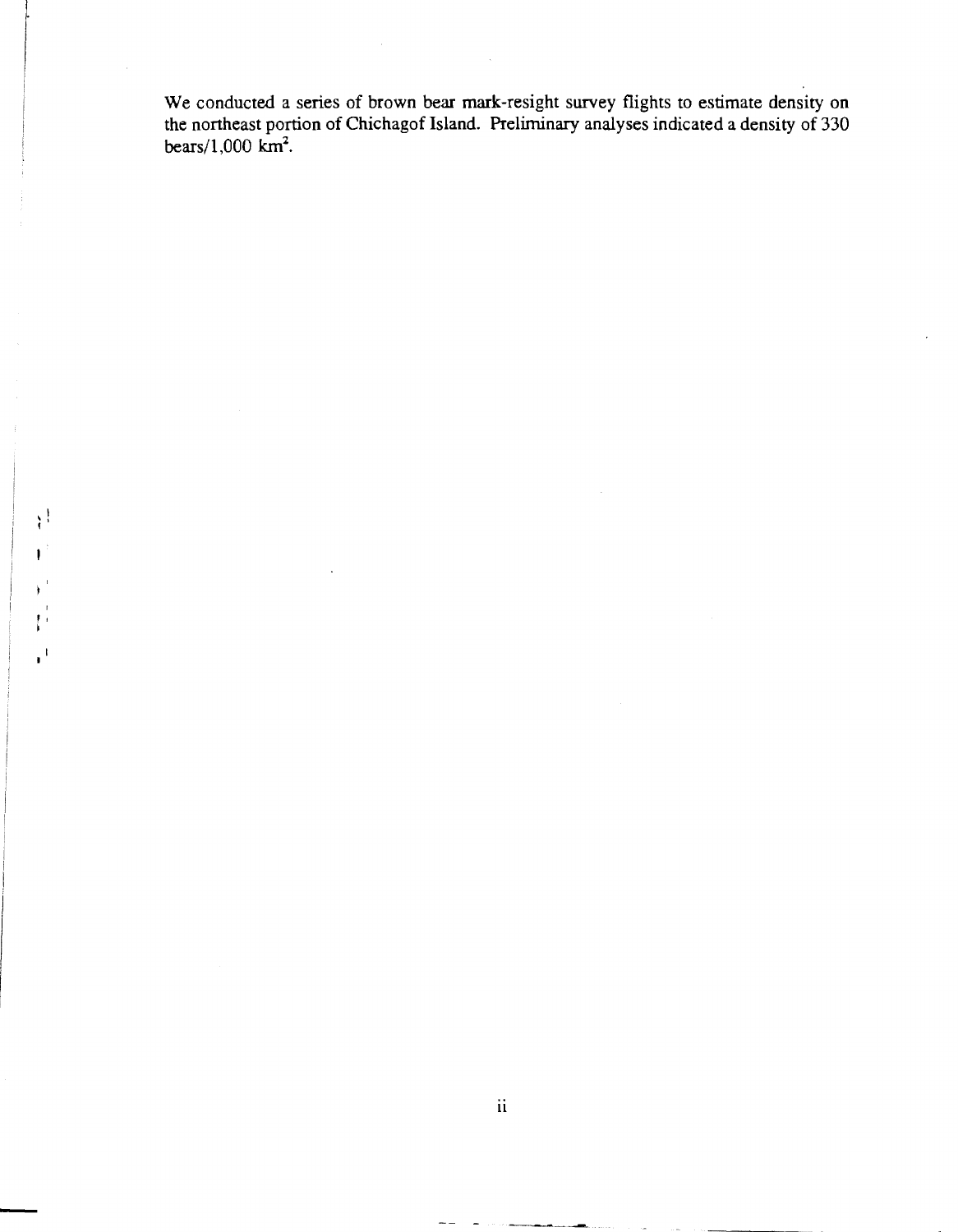We conducted a series of brown bear mark-resight survey flights to estimate density on the northeast portion of Chichagof Island. Preliminary analyses indicated a density of 330 bears/1,000 $km^2$.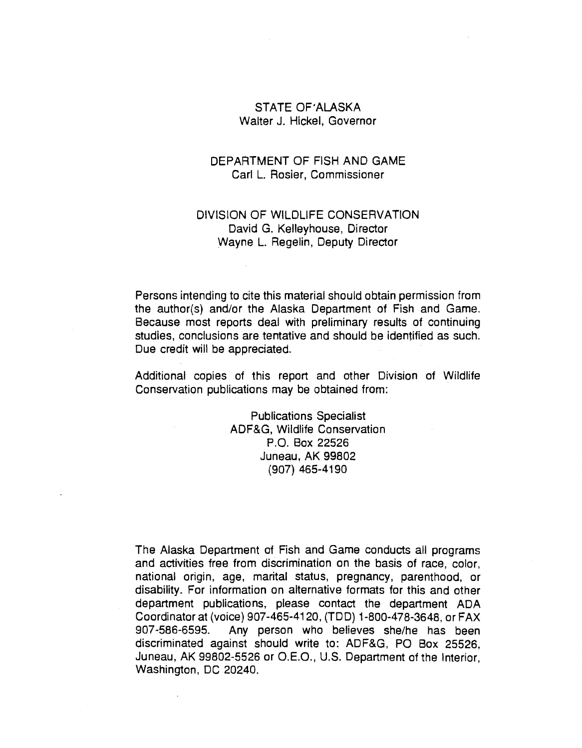STATE OF ALASKA
Walter J. Hickel, Governor

DEPARTMENT OF FISH AND GAME
Carl L. Rosier, Commissioner

DIVISION OF WILDLIFE CONSERVATION
David G. Kelleyhouse, Director
Wayne L. Regelin, Deputy Director

Persons intending to cite this material should obtain permission from the author(s) and/or the Alaska Department of Fish and Game. Because most reports deal with preliminary results of continuing studies, conclusions are tentative and should be identified as such. Due credit will be appreciated.

Additional copies of this report and other Division of Wildlife Conservation publications may be obtained from:

Publications Specialist
ADF&G, Wildlife Conservation
P.O. Box 22526
Juneau, AK 99802
(907) 465-4190

The Alaska Department of Fish and Game conducts all programs and activities free from discrimination on the basis of race, color, national origin, age, marital status, pregnancy, parenthood, or disability. For information on alternative formats for this and other department publications, please contact the department ADA Coordinator at (voice) 907-465-4120, (TDD) 1-800-478-3648, or FAX 907-586-6595. Any person who believes she/he has been discriminated against should write to: ADF&G, PO Box 25526, Juneau, AK 99802-5526 or O.E.O., U.S. Department of the Interior, Washington, DC 20240.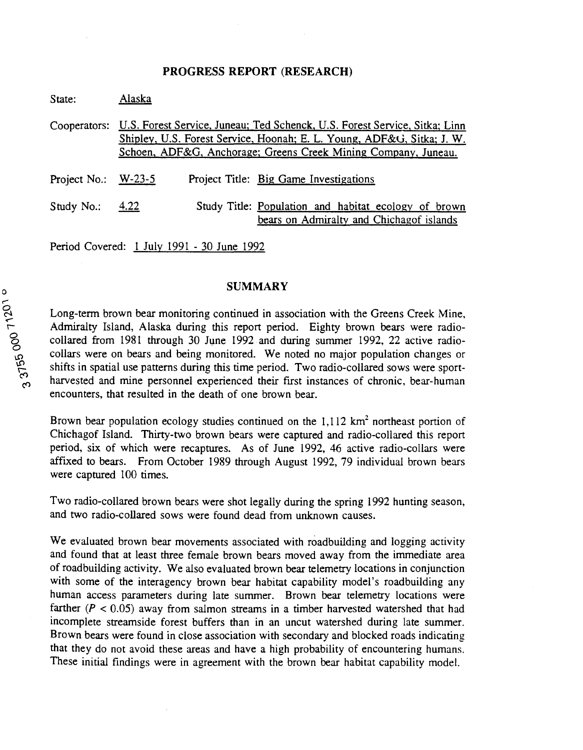# PROGRESS REPORT (RESEARCH)

State: Alaska

Cooperators: U.S. Forest Service, Juneau; Ted Schenck, U.S. Forest Service, Sitka; Linn Shipley, U.S. Forest Service, Hoonah; E. L. Young, ADF&G, Sitka; J. W. Schoen, ADF&G, Anchorage; Greens Creek Mining Company, Juneau.

Project No.: W-23-5 Project Title: Big Game Investigations

Study No.: 4.22 Study Title: Population and habitat ecology of brown bears on Admiralty and Chichagof islands

Period Covered: 1 July 1991 - 30 June 1992

## SUMMARY

Long-term brown bear monitoring continued in association with the Greens Creek Mine, Admiralty Island, Alaska during this report period. Eighty brown bears were radio-collared from 1981 through 30 June 1992 and during summer 1992, 22 active radio-collars were on bears and being monitored. We noted no major population changes or shifts in spatial use patterns during this time period. Two radio-collared sows were sport-harvested and mine personnel experienced their first instances of chronic, bear-human encounters, that resulted in the death of one brown bear.

Brown bear population ecology studies continued on the 1,112 km$^2$ northeast portion of Chichagof Island. Thirty-two brown bears were captured and radio-collared this report period, six of which were recaptures. As of June 1992, 46 active radio-collars were affixed to bears. From October 1989 through August 1992, 79 individual brown bears were captured 100 times.

Two radio-collared brown bears were shot legally during the spring 1992 hunting season, and two radio-collared sows were found dead from unknown causes.

We evaluated brown bear movements associated with roadbuilding and logging activity and found that at least three female brown bears moved away from the immediate area of roadbuilding activity. We also evaluated brown bear telemetry locations in conjunction with some of the interagency brown bear habitat capability model's roadbuilding any human access parameters during late summer. Brown bear telemetry locations were farther ($P < 0.05$) away from salmon streams in a timber harvested watershed that had incomplete streamside forest buffers than in an uncut watershed during late summer. Brown bears were found in close association with secondary and blocked roads indicating that they do not avoid these areas and have a high probability of encountering humans. These initial findings were in agreement with the brown bear habitat capability model.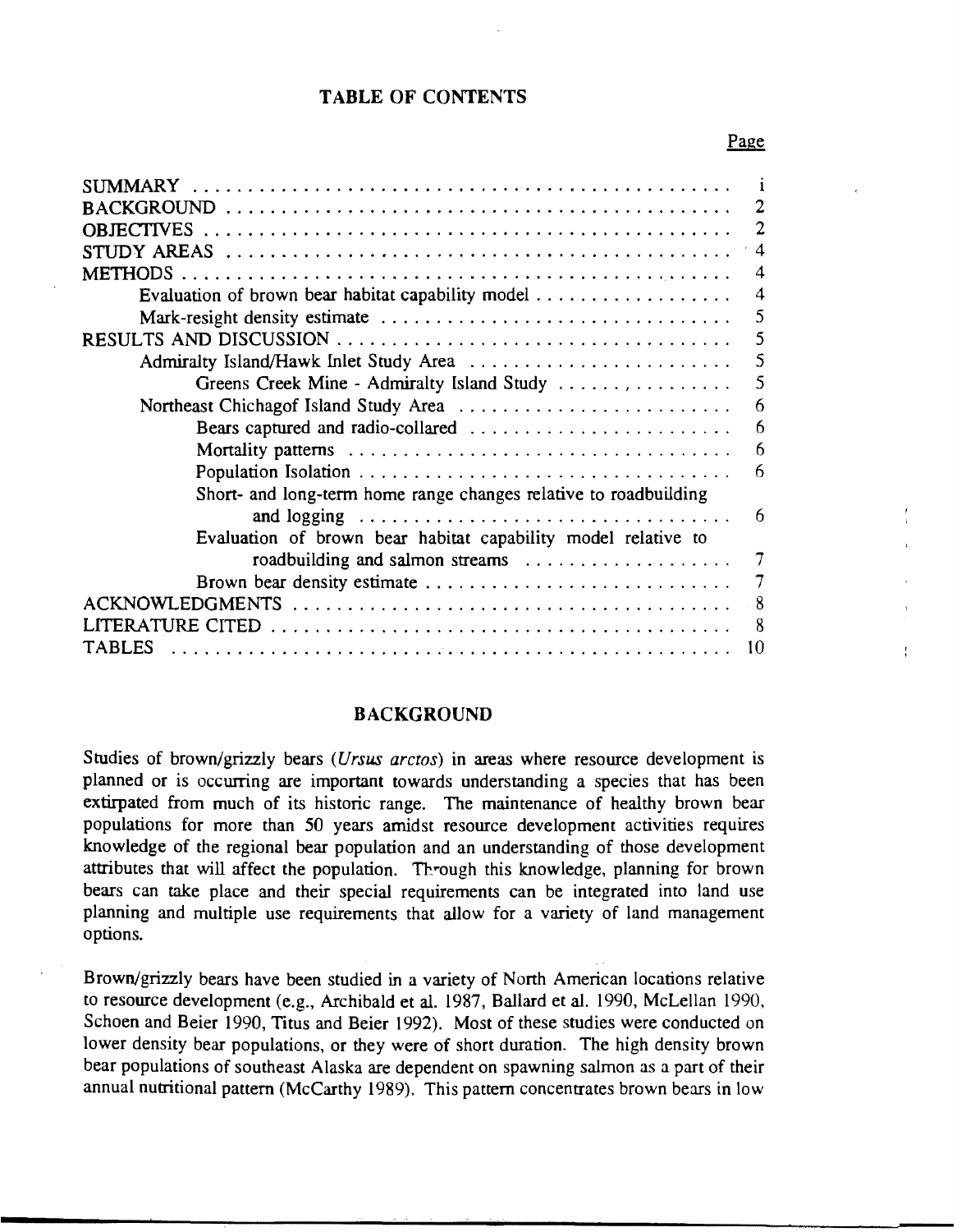## TABLE OF CONTENTS

| | Page |
|---|---|
| SUMMARY | i |
| BACKGROUND | 2 |
| OBJECTIVES | 2 |
| STUDY AREAS | 4 |
| METHODS | 4 |
| Evaluation of brown bear habitat capability model | 4 |
| Mark-resight density estimate | 5 |
| RESULTS AND DISCUSSION | 5 |
| Admiralty Island/Hawk Inlet Study Area | 5 |
| Greens Creek Mine - Admiralty Island Study | 5 |
| Northeast Chichagof Island Study Area | 6 |
| Bears captured and radio-collared | 6 |
| Mortality patterns | 6 |
| Population Isolation | 6 |
| Short- and long-term home range changes relative to roadbuilding and logging | 6 |
| Evaluation of brown bear habitat capability model relative to roadbuilding and salmon streams | 7 |
| Brown bear density estimate | 7 |
| ACKNOWLEDGMENTS | 8 |
| LITERATURE CITED | 8 |
| TABLES | 10 |

## BACKGROUND

Studies of brown/grizzly bears (*Ursus arctos*) in areas where resource development is planned or is occurring are important towards understanding a species that has been extirpated from much of its historic range. The maintenance of healthy brown bear populations for more than 50 years amidst resource development activities requires knowledge of the regional bear population and an understanding of those development attributes that will affect the population. Through this knowledge, planning for brown bears can take place and their special requirements can be integrated into land use planning and multiple use requirements that allow for a variety of land management options.

Brown/grizzly bears have been studied in a variety of North American locations relative to resource development (e.g., Archibald et al. 1987, Ballard et al. 1990, McLellan 1990, Schoen and Beier 1990, Titus and Beier 1992). Most of these studies were conducted on lower density bear populations, or they were of short duration. The high density brown bear populations of southeast Alaska are dependent on spawning salmon as a part of their annual nutritional pattern (McCarthy 1989). This pattern concentrates brown bears in low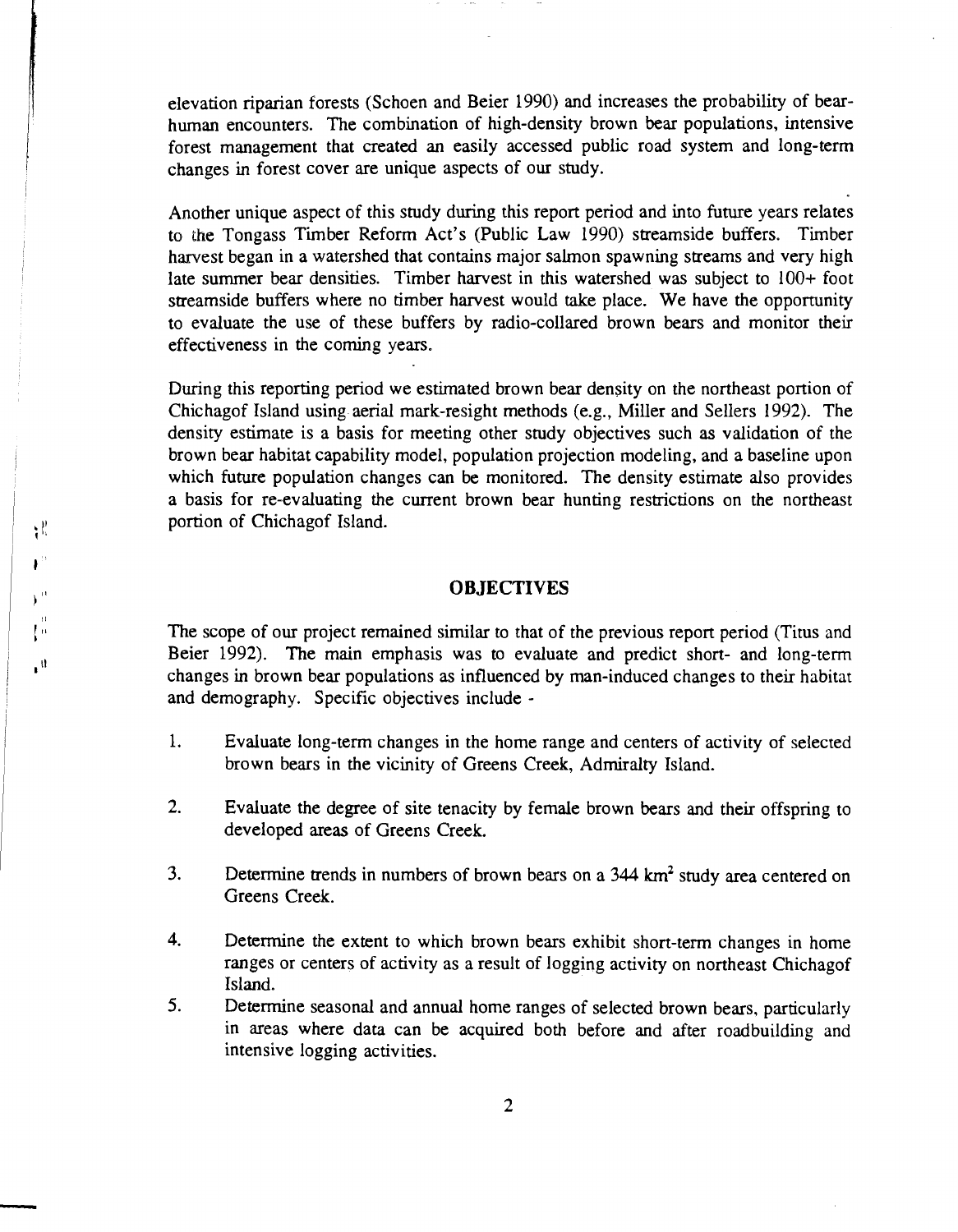elevation riparian forests (Schoen and Beier 1990) and increases the probability of bear-human encounters. The combination of high-density brown bear populations, intensive forest management that created an easily accessed public road system and long-term changes in forest cover are unique aspects of our study.

Another unique aspect of this study during this report period and into future years relates to the Tongass Timber Reform Act's (Public Law 1990) streamside buffers. Timber harvest began in a watershed that contains major salmon spawning streams and very high late summer bear densities. Timber harvest in this watershed was subject to 100+ foot streamside buffers where no timber harvest would take place. We have the opportunity to evaluate the use of these buffers by radio-collared brown bears and monitor their effectiveness in the coming years.

During this reporting period we estimated brown bear density on the northeast portion of Chichagof Island using aerial mark-resight methods (e.g., Miller and Sellers 1992). The density estimate is a basis for meeting other study objectives such as validation of the brown bear habitat capability model, population projection modeling, and a baseline upon which future population changes can be monitored. The density estimate also provides a basis for re-evaluating the current brown bear hunting restrictions on the northeast portion of Chichagof Island.

## OBJECTIVES

The scope of our project remained similar to that of the previous report period (Titus and Beier 1992). The main emphasis was to evaluate and predict short- and long-term changes in brown bear populations as influenced by man-induced changes to their habitat and demography. Specific objectives include -

1. Evaluate long-term changes in the home range and centers of activity of selected brown bears in the vicinity of Greens Creek, Admiralty Island.

2. Evaluate the degree of site tenacity by female brown bears and their offspring to developed areas of Greens Creek.

3. Determine trends in numbers of brown bears on a 344 $km^2$ study area centered on Greens Creek.

4. Determine the extent to which brown bears exhibit short-term changes in home ranges or centers of activity as a result of logging activity on northeast Chichagof Island.

5. Determine seasonal and annual home ranges of selected brown bears, particularly in areas where data can be acquired both before and after roadbuilding and intensive logging activities.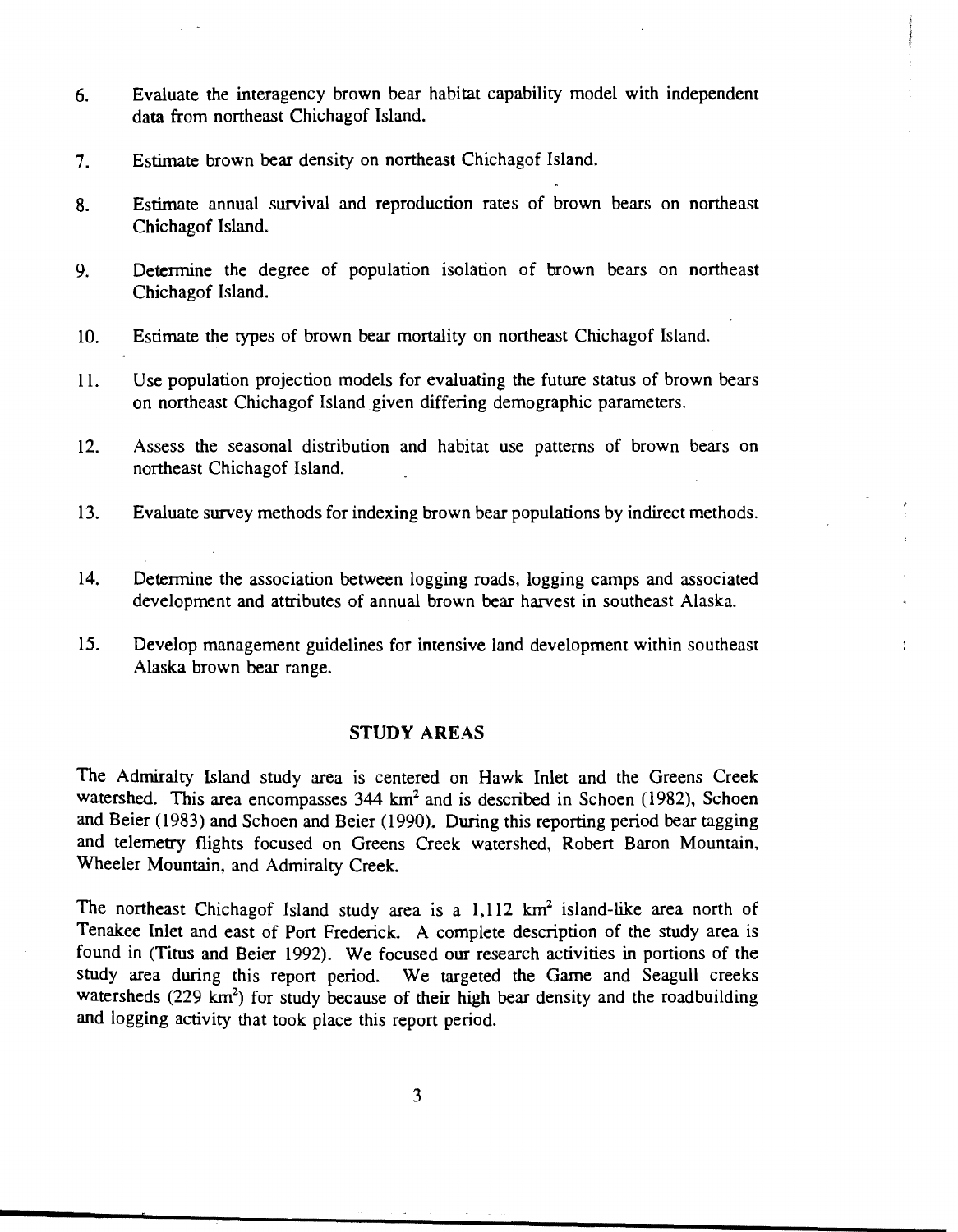6. Evaluate the interagency brown bear habitat capability model with independent data from northeast Chichagof Island.

7. Estimate brown bear density on northeast Chichagof Island.

8. Estimate annual survival and reproduction rates of brown bears on northeast Chichagof Island.

9. Determine the degree of population isolation of brown bears on northeast Chichagof Island.

10. Estimate the types of brown bear mortality on northeast Chichagof Island.

11. Use population projection models for evaluating the future status of brown bears on northeast Chichagof Island given differing demographic parameters.

12. Assess the seasonal distribution and habitat use patterns of brown bears on northeast Chichagof Island.

13. Evaluate survey methods for indexing brown bear populations by indirect methods.

14. Determine the association between logging roads, logging camps and associated development and attributes of annual brown bear harvest in southeast Alaska.

15. Develop management guidelines for intensive land development within southeast Alaska brown bear range.

## STUDY AREAS

The Admiralty Island study area is centered on Hawk Inlet and the Greens Creek watershed. This area encompasses 344 $km^2$ and is described in Schoen (1982), Schoen and Beier (1983) and Schoen and Beier (1990). During this reporting period bear tagging and telemetry flights focused on Greens Creek watershed, Robert Baron Mountain, Wheeler Mountain, and Admiralty Creek.

The northeast Chichagof Island study area is a 1,112 $km^2$ island-like area north of Tenakee Inlet and east of Port Frederick. A complete description of the study area is found in (Titus and Beier 1992). We focused our research activities in portions of the study area during this report period. We targeted the Game and Seagull creeks watersheds (229 $km^2$) for study because of their high bear density and the roadbuilding and logging activity that took place this report period.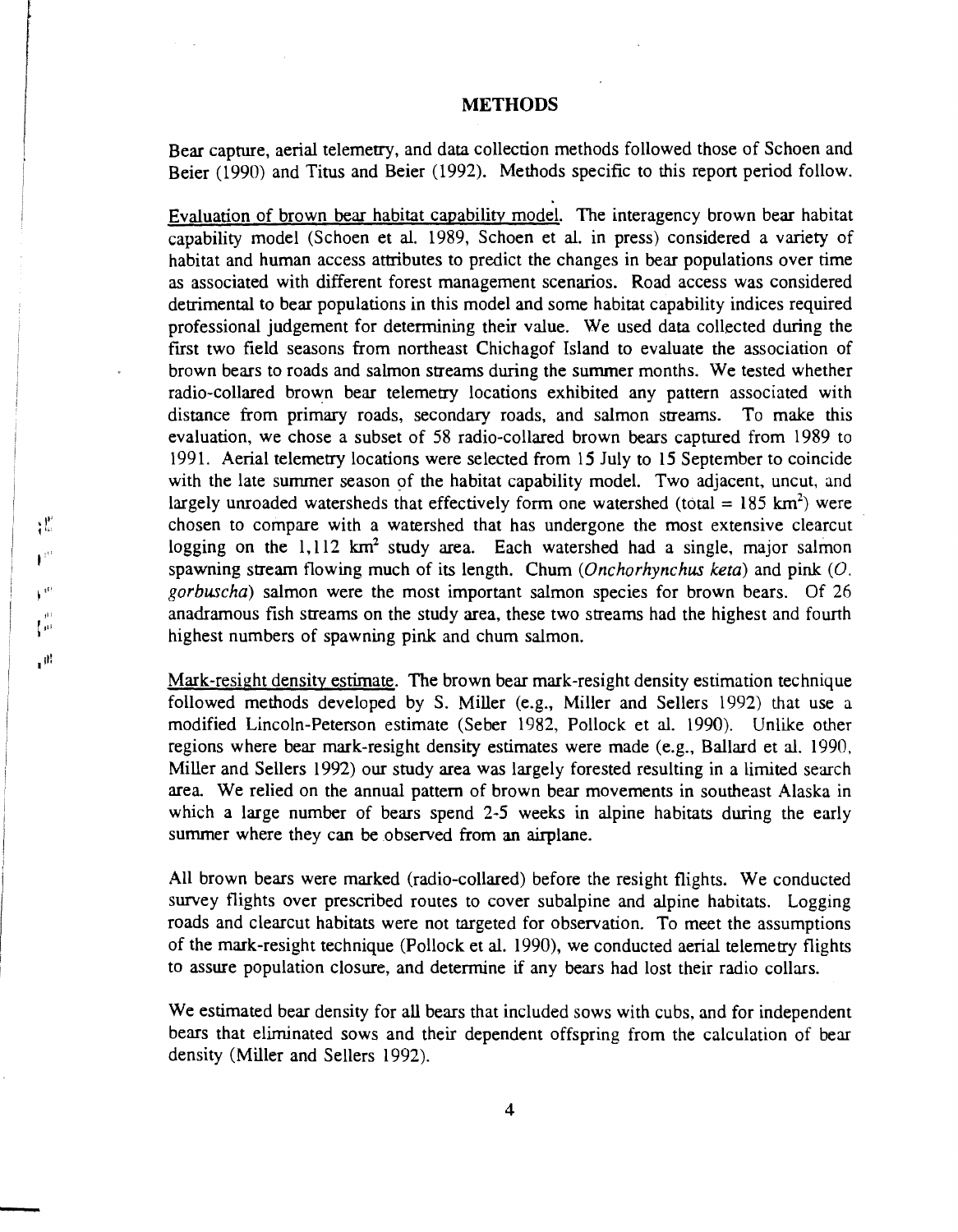## METHODS

Bear capture, aerial telemetry, and data collection methods followed those of Schoen and Beier (1990) and Titus and Beier (1992). Methods specific to this report period follow.

Evaluation of brown bear habitat capability model. The interagency brown bear habitat capability model (Schoen et al. 1989, Schoen et al. in press) considered a variety of habitat and human access attributes to predict the changes in bear populations over time as associated with different forest management scenarios. Road access was considered detrimental to bear populations in this model and some habitat capability indices required professional judgement for determining their value. We used data collected during the first two field seasons from northeast Chichagof Island to evaluate the association of brown bears to roads and salmon streams during the summer months. We tested whether radio-collared brown bear telemetry locations exhibited any pattern associated with distance from primary roads, secondary roads, and salmon streams. To make this evaluation, we chose a subset of 58 radio-collared brown bears captured from 1989 to 1991. Aerial telemetry locations were selected from 15 July to 15 September to coincide with the late summer season of the habitat capability model. Two adjacent, uncut, and largely unroaded watersheds that effectively form one watershed (total = 185 $km^2$) were chosen to compare with a watershed that has undergone the most extensive clearcut logging on the 1,112 $km^2$ study area. Each watershed had a single, major salmon spawning stream flowing much of its length. Chum (*Onchorhynchus keta*) and pink (*O. gorbuscha*) salmon were the most important salmon species for brown bears. Of 26 anadramous fish streams on the study area, these two streams had the highest and fourth highest numbers of spawning pink and chum salmon.

Mark-resight density estimate. The brown bear mark-resight density estimation technique followed methods developed by S. Miller (e.g., Miller and Sellers 1992) that use a modified Lincoln-Peterson estimate (Seber 1982, Pollock et al. 1990). Unlike other regions where bear mark-resight density estimates were made (e.g., Ballard et al. 1990, Miller and Sellers 1992) our study area was largely forested resulting in a limited search area. We relied on the annual pattern of brown bear movements in southeast Alaska in which a large number of bears spend 2-5 weeks in alpine habitats during the early summer where they can be observed from an airplane.

All brown bears were marked (radio-collared) before the resight flights. We conducted survey flights over prescribed routes to cover subalpine and alpine habitats. Logging roads and clearcut habitats were not targeted for observation. To meet the assumptions of the mark-resight technique (Pollock et al. 1990), we conducted aerial telemetry flights to assure population closure, and determine if any bears had lost their radio collars.

We estimated bear density for all bears that included sows with cubs, and for independent bears that eliminated sows and their dependent offspring from the calculation of bear density (Miller and Sellers 1992).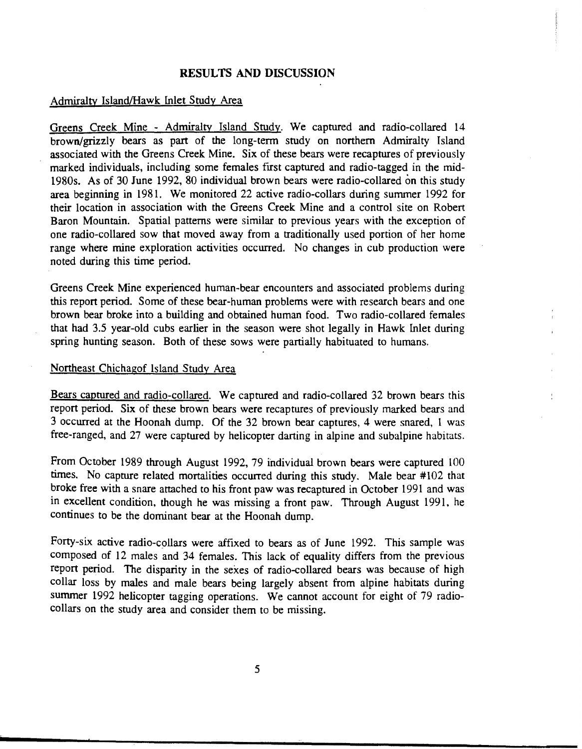## RESULTS AND DISCUSSION

### Admiralty Island/Hawk Inlet Study Area

Greens Creek Mine - Admiralty Island Study. We captured and radio-collared 14 brown/grizzly bears as part of the long-term study on northern Admiralty Island associated with the Greens Creek Mine. Six of these bears were recaptures of previously marked individuals, including some females first captured and radio-tagged in the mid-1980s. As of 30 June 1992, 80 individual brown bears were radio-collared on this study area beginning in 1981. We monitored 22 active radio-collars during summer 1992 for their location in association with the Greens Creek Mine and a control site on Robert Baron Mountain. Spatial patterns were similar to previous years with the exception of one radio-collared sow that moved away from a traditionally used portion of her home range where mine exploration activities occurred. No changes in cub production were noted during this time period.

Greens Creek Mine experienced human-bear encounters and associated problems during this report period. Some of these bear-human problems were with research bears and one brown bear broke into a building and obtained human food. Two radio-collared females that had 3.5 year-old cubs earlier in the season were shot legally in Hawk Inlet during spring hunting season. Both of these sows were partially habituated to humans.

### Northeast Chichagof Island Study Area

Bears captured and radio-collared. We captured and radio-collared 32 brown bears this report period. Six of these brown bears were recaptures of previously marked bears and 3 occurred at the Hoonah dump. Of the 32 brown bear captures, 4 were snared, 1 was free-ranged, and 27 were captured by helicopter darting in alpine and subalpine habitats.

From October 1989 through August 1992, 79 individual brown bears were captured 100 times. No capture related mortalities occurred during this study. Male bear #102 that broke free with a snare attached to his front paw was recaptured in October 1991 and was in excellent condition, though he was missing a front paw. Through August 1991, he continues to be the dominant bear at the Hoonah dump.

Forty-six active radio-collars were affixed to bears as of June 1992. This sample was composed of 12 males and 34 females. This lack of equality differs from the previous report period. The disparity in the sexes of radio-collared bears was because of high collar loss by males and male bears being largely absent from alpine habitats during summer 1992 helicopter tagging operations. We cannot account for eight of 79 radio-collars on the study area and consider them to be missing.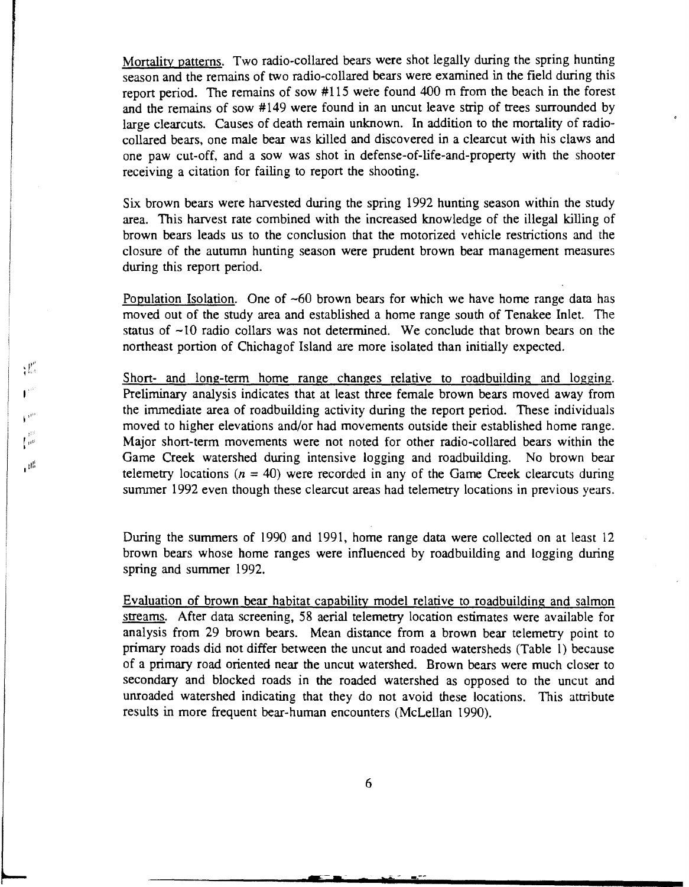Mortality patterns. Two radio-collared bears were shot legally during the spring hunting season and the remains of two radio-collared bears were examined in the field during this report period. The remains of sow #115 were found 400 m from the beach in the forest and the remains of sow #149 were found in an uncut leave strip of trees surrounded by large clearcuts. Causes of death remain unknown. In addition to the mortality of radio-collared bears, one male bear was killed and discovered in a clearcut with his claws and one paw cut-off, and a sow was shot in defense-of-life-and-property with the shooter receiving a citation for failing to report the shooting.

Six brown bears were harvested during the spring 1992 hunting season within the study area. This harvest rate combined with the increased knowledge of the illegal killing of brown bears leads us to the conclusion that the motorized vehicle restrictions and the closure of the autumn hunting season were prudent brown bear management measures during this report period.

Population Isolation. One of ~60 brown bears for which we have home range data has moved out of the study area and established a home range south of Tenakee Inlet. The status of ~10 radio collars was not determined. We conclude that brown bears on the northeast portion of Chichagof Island are more isolated than initially expected.

Short- and long-term home range changes relative to roadbuilding and logging. Preliminary analysis indicates that at least three female brown bears moved away from the immediate area of roadbuilding activity during the report period. These individuals moved to higher elevations and/or had movements outside their established home range. Major short-term movements were not noted for other radio-collared bears within the Game Creek watershed during intensive logging and roadbuilding. No brown bear telemetry locations ($n$ = 40) were recorded in any of the Game Creek clearcuts during summer 1992 even though these clearcut areas had telemetry locations in previous years.

During the summers of 1990 and 1991, home range data were collected on at least 12 brown bears whose home ranges were influenced by roadbuilding and logging during spring and summer 1992.

Evaluation of brown bear habitat capability model relative to roadbuilding and salmon streams. After data screening, 58 aerial telemetry location estimates were available for analysis from 29 brown bears. Mean distance from a brown bear telemetry point to primary roads did not differ between the uncut and roaded watersheds (Table 1) because of a primary road oriented near the uncut watershed. Brown bears were much closer to secondary and blocked roads in the roaded watershed as opposed to the uncut and unroaded watershed indicating that they do not avoid these locations. This attribute results in more frequent bear-human encounters (McLellan 1990).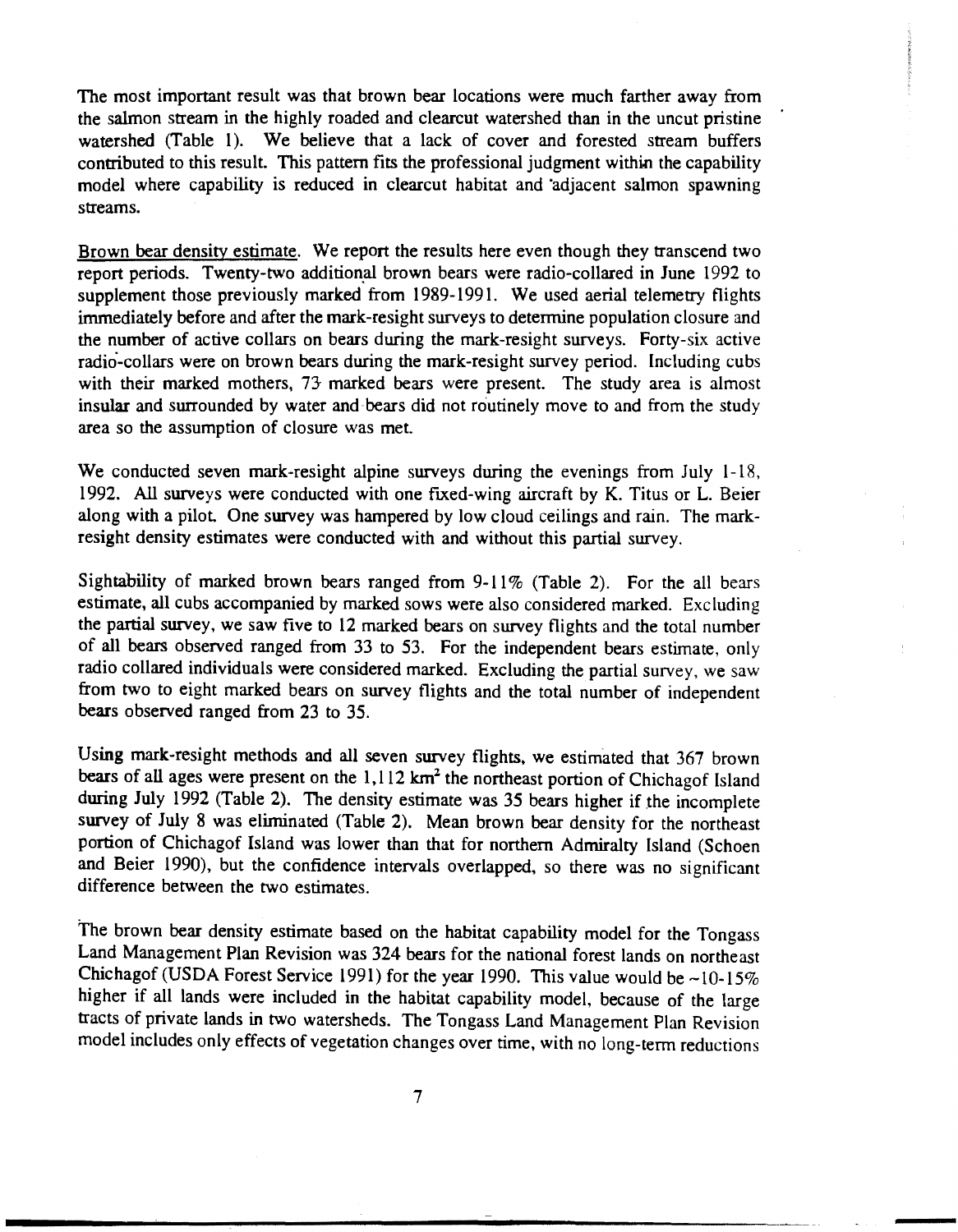The most important result was that brown bear locations were much farther away from the salmon stream in the highly roaded and clearcut watershed than in the uncut pristine watershed (Table 1). We believe that a lack of cover and forested stream buffers contributed to this result. This pattern fits the professional judgment within the capability model where capability is reduced in clearcut habitat and adjacent salmon spawning streams.

Brown bear density estimate. We report the results here even though they transcend two report periods. Twenty-two additional brown bears were radio-collared in June 1992 to supplement those previously marked from 1989-1991. We used aerial telemetry flights immediately before and after the mark-resight surveys to determine population closure and the number of active collars on bears during the mark-resight surveys. Forty-six active radio-collars were on brown bears during the mark-resight survey period. Including cubs with their marked mothers, 73 marked bears were present. The study area is almost insular and surrounded by water and bears did not routinely move to and from the study area so the assumption of closure was met.

We conducted seven mark-resight alpine surveys during the evenings from July 1-18, 1992. All surveys were conducted with one fixed-wing aircraft by K. Titus or L. Beier along with a pilot. One survey was hampered by low cloud ceilings and rain. The mark-resight density estimates were conducted with and without this partial survey.

Sightability of marked brown bears ranged from 9-11% (Table 2). For the all bears estimate, all cubs accompanied by marked sows were also considered marked. Excluding the partial survey, we saw five to 12 marked bears on survey flights and the total number of all bears observed ranged from 33 to 53. For the independent bears estimate, only radio collared individuals were considered marked. Excluding the partial survey, we saw from two to eight marked bears on survey flights and the total number of independent bears observed ranged from 23 to 35.

Using mark-resight methods and all seven survey flights, we estimated that 367 brown bears of all ages were present on the 1,112 km$^2$ the northeast portion of Chichagof Island during July 1992 (Table 2). The density estimate was 35 bears higher if the incomplete survey of July 8 was eliminated (Table 2). Mean brown bear density for the northeast portion of Chichagof Island was lower than that for northern Admiralty Island (Schoen and Beier 1990), but the confidence intervals overlapped, so there was no significant difference between the two estimates.

The brown bear density estimate based on the habitat capability model for the Tongass Land Management Plan Revision was 324 bears for the national forest lands on northeast Chichagof (USDA Forest Service 1991) for the year 1990. This value would be ~10-15% higher if all lands were included in the habitat capability model, because of the large tracts of private lands in two watersheds. The Tongass Land Management Plan Revision model includes only effects of vegetation changes over time, with no long-term reductions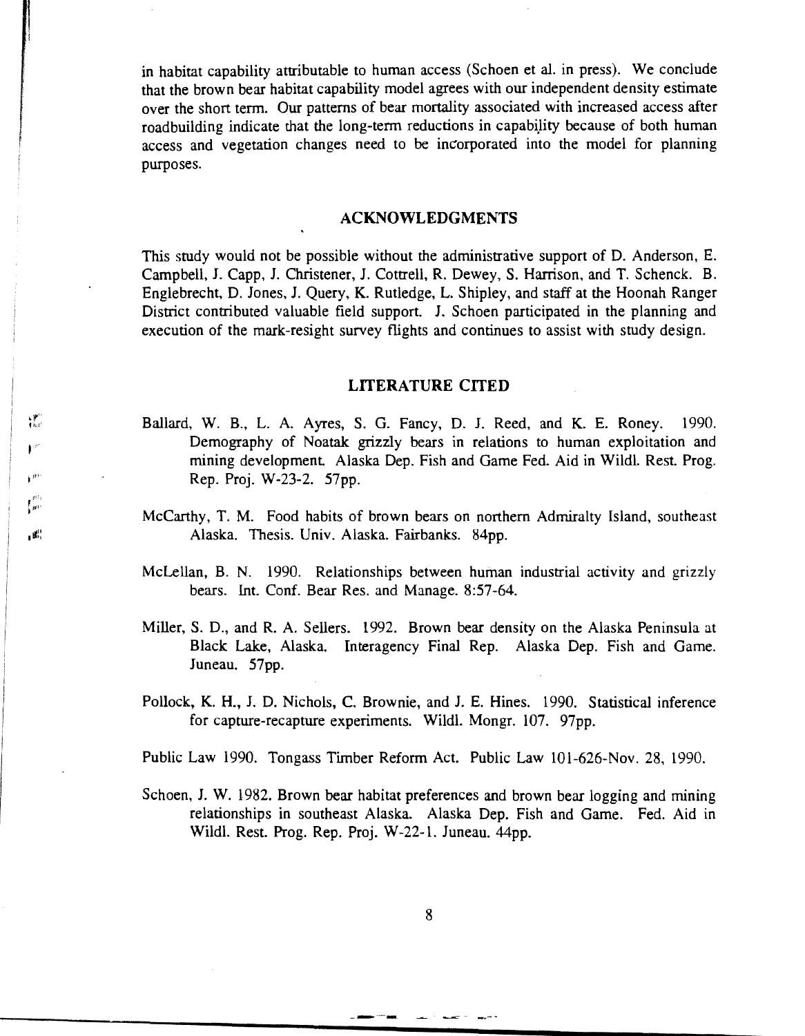in habitat capability attributable to human access (Schoen et al. in press). We conclude that the brown bear habitat capability model agrees with our independent density estimate over the short term. Our patterns of bear mortality associated with increased access after roadbuilding indicate that the long-term reductions in capability because of both human access and vegetation changes need to be incorporated into the model for planning purposes.

## ACKNOWLEDGMENTS

This study would not be possible without the administrative support of D. Anderson, E. Campbell, J. Capp, J. Christener, J. Cottrell, R. Dewey, S. Harrison, and T. Schenck. B. Englebrecht, D. Jones, J. Query, K. Rutledge, L. Shipley, and staff at the Hoonah Ranger District contributed valuable field support. J. Schoen participated in the planning and execution of the mark-resight survey flights and continues to assist with study design.

## LITERATURE CITED

Ballard, W. B., L. A. Ayres, S. G. Fancy, D. J. Reed, and K. E. Roney. 1990. Demography of Noatak grizzly bears in relations to human exploitation and mining development. Alaska Dep. Fish and Game Fed. Aid in Wildl. Rest. Prog. Rep. Proj. W-23-2. 57pp.

McCarthy, T. M. Food habits of brown bears on northern Admiralty Island, southeast Alaska. Thesis. Univ. Alaska. Fairbanks. 84pp.

McLellan, B. N. 1990. Relationships between human industrial activity and grizzly bears. Int. Conf. Bear Res. and Manage. 8:57-64.

Miller, S. D., and R. A. Sellers. 1992. Brown bear density on the Alaska Peninsula at Black Lake, Alaska. Interagency Final Rep. Alaska Dep. Fish and Game. Juneau. 57pp.

Pollock, K. H., J. D. Nichols, C. Brownie, and J. E. Hines. 1990. Statistical inference for capture-recapture experiments. Wildl. Mongr. 107. 97pp.

Public Law 1990. Tongass Timber Reform Act. Public Law 101-626-Nov. 28, 1990.

Schoen, J. W. 1982. Brown bear habitat preferences and brown bear logging and mining relationships in southeast Alaska. Alaska Dep. Fish and Game. Fed. Aid in Wildl. Rest. Prog. Rep. Proj. W-22-1. Juneau. 44pp.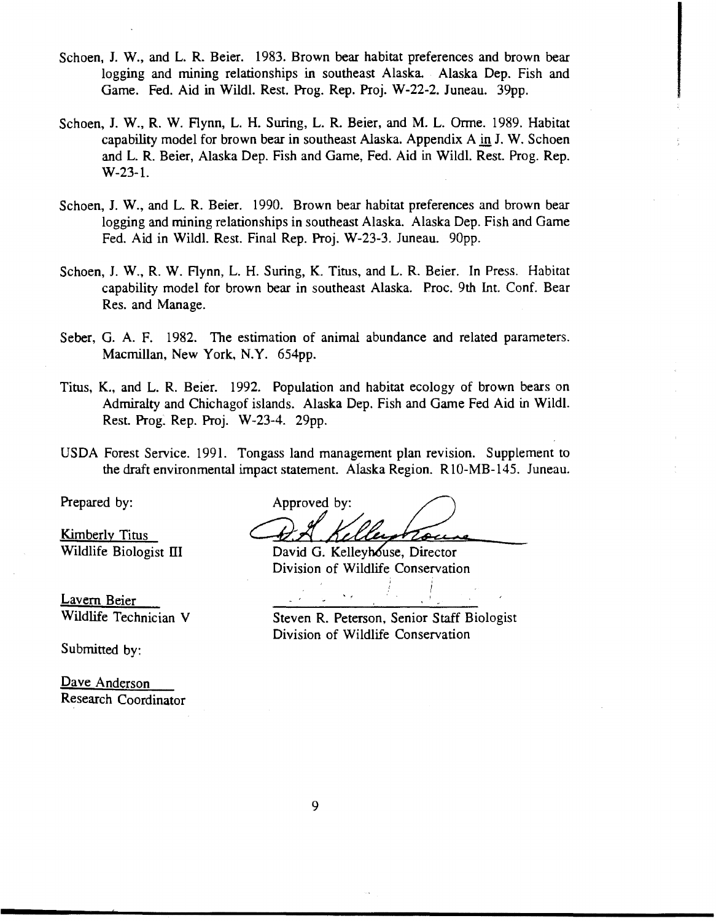Schoen, J. W., and L. R. Beier. 1983. Brown bear habitat preferences and brown bear logging and mining relationships in southeast Alaska. Alaska Dep. Fish and Game. Fed. Aid in Wildl. Rest. Prog. Rep. Proj. W-22-2. Juneau. 39pp.

Schoen, J. W., R. W. Flynn, L. H. Suring, L. R. Beier, and M. L. Orme. 1989. Habitat capability model for brown bear in southeast Alaska. Appendix A in J. W. Schoen and L. R. Beier, Alaska Dep. Fish and Game, Fed. Aid in Wildl. Rest. Prog. Rep. W-23-1.

Schoen, J. W., and L. R. Beier. 1990. Brown bear habitat preferences and brown bear logging and mining relationships in southeast Alaska. Alaska Dep. Fish and Game Fed. Aid in Wildl. Rest. Final Rep. Proj. W-23-3. Juneau. 90pp.

Schoen, J. W., R. W. Flynn, L. H. Suring, K. Titus, and L. R. Beier. In Press. Habitat capability model for brown bear in southeast Alaska. Proc. 9th Int. Conf. Bear Res. and Manage.

Seber, G. A. F. 1982. The estimation of animal abundance and related parameters. Macmillan, New York, N.Y. 654pp.

Titus, K., and L. R. Beier. 1992. Population and habitat ecology of brown bears on Admiralty and Chichagof islands. Alaska Dep. Fish and Game Fed Aid in Wildl. Rest. Prog. Rep. Proj. W-23-4. 29pp.

USDA Forest Service. 1991. Tongass land management plan revision. Supplement to the draft environmental impact statement. Alaska Region. R10-MB-145. Juneau.

Prepared by:

Kimberly Titus
Wildlife Biologist III

Lavern Beier
Wildlife Technician V

Submitted by:

Dave Anderson
Research Coordinator

Approved by:

David G. Kelleyhouse, Director
Division of Wildlife Conservation

Steven R. Peterson, Senior Staff Biologist
Division of Wildlife Conservation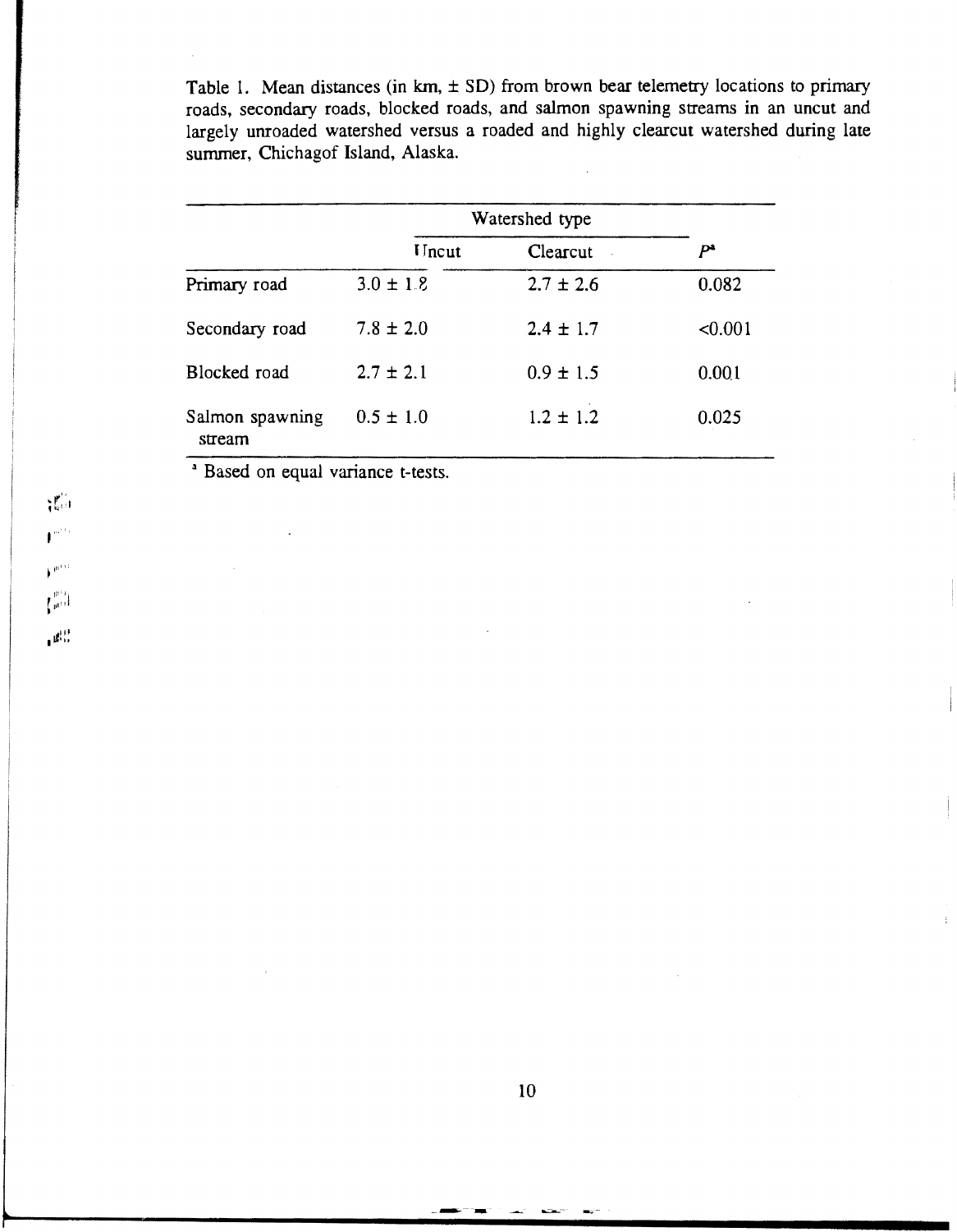Table 1. Mean distances (in km, ± SD) from brown bear telemetry locations to primary roads, secondary roads, blocked roads, and salmon spawning streams in an uncut and largely unroaded watershed versus a roaded and highly clearcut watershed during late summer, Chichagof Island, Alaska.

| | Watershed type | | |
|---|---|---|---|
| | Uncut | Clearcut | $P^a$ |
| Primary road | 3.0 ± 1.8 | 2.7 ± 2.6 | 0.082 |
| Secondary road | 7.8 ± 2.0 | 2.4 ± 1.7 | <0.001 |
| Blocked road | 2.7 ± 2.1 | 0.9 ± 1.5 | 0.001 |
| Salmon spawning stream | 0.5 ± 1.0 | 1.2 ± 1.2 | 0.025 |

[a] Based on equal variance t-tests.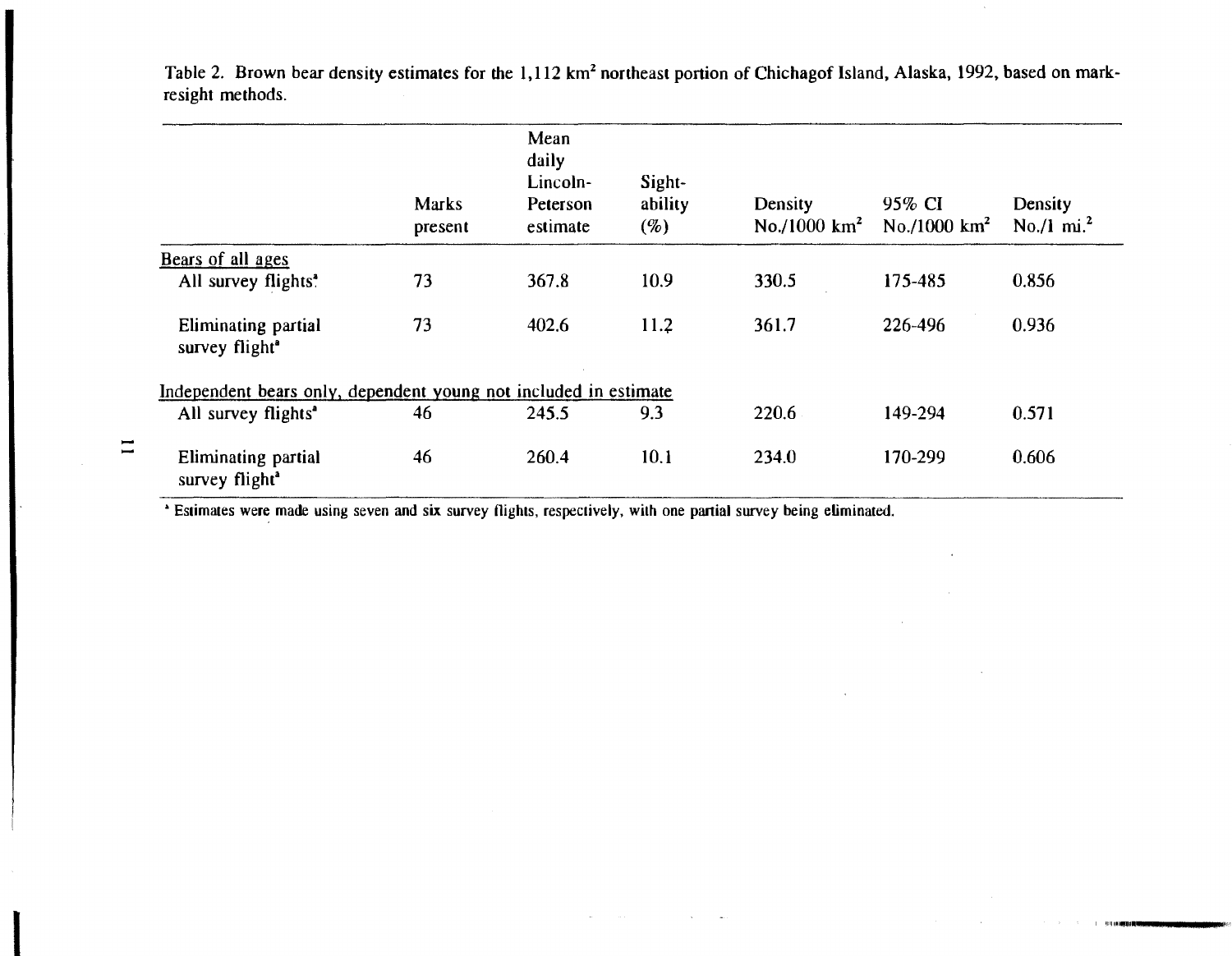Table 2. Brown bear density estimates for the 1,112 $km^2$ northeast portion of Chichagof Island, Alaska, 1992, based on mark-resight methods.

| | Marks present | Mean daily Lincoln-Peterson estimate | Sight-ability (%) | Density No./1000 $km^2$ | 95% CI No./1000 $km^2$ | Density No./1 $mi.^2$ |
|---|---|---|---|---|---|---|
| Bears of all ages | | | | | | |
| All survey flights[a] | 73 | 367.8 | 10.9 | 330.5 | 175-485 | 0.856 |
| Eliminating partial survey flight[a] | 73 | 402.6 | 11.2 | 361.7 | 226-496 | 0.936 |
| Independent bears only, dependent young not included in estimate | | | | | | |
| All survey flights[a] | 46 | 245.5 | 9.3 | 220.6 | 149-294 | 0.571 |
| Eliminating partial survey flight[a] | 46 | 260.4 | 10.1 | 234.0 | 170-299 | 0.606 |

[a] Estimates were made using seven and six survey flights, respectively, with one partial survey being eliminated.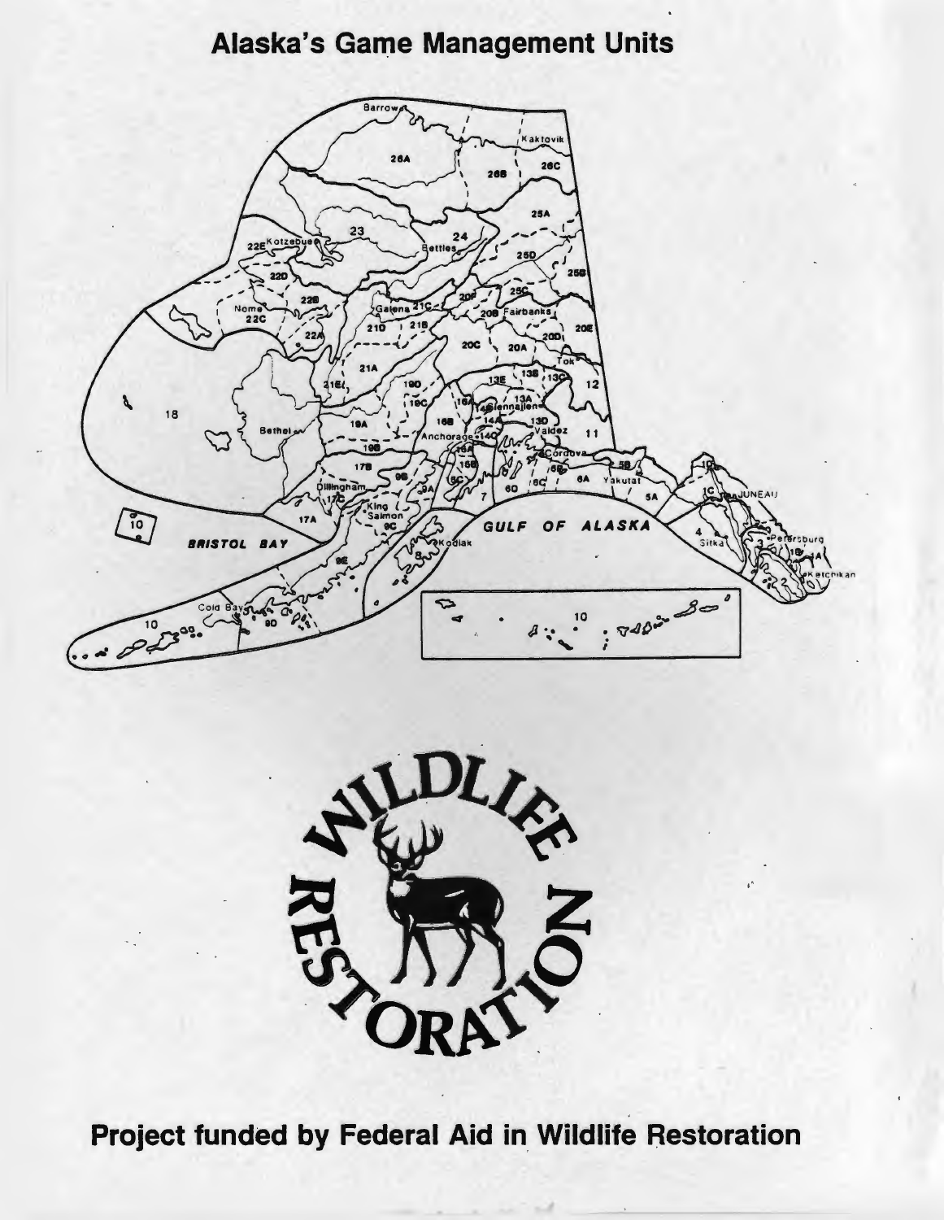# Alaska's Game Management Units

Project funded by Federal Aid in Wildlife Restoration